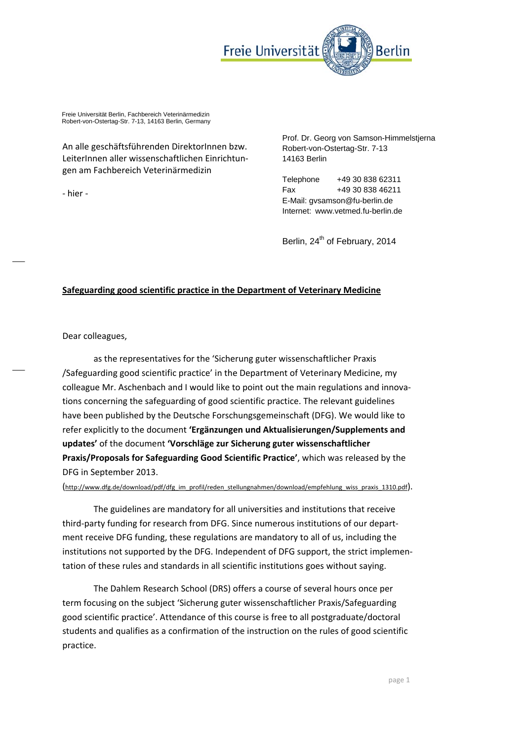Freie Universität Berlin, Fachbereich Veterinärmedizin
Robert-von-Ostertag-Str. 7-13, 14163 Berlin, Germany

An alle geschäftsführenden DirektorInnen bzw. LeiterInnen aller wissenschaftlichen Einrichtungen am Fachbereich Veterinärmedizin

- hier -

Prof. Dr. Georg von Samson-Himmelstjerna
Robert-von-Ostertag-Str. 7-13
14163 Berlin

Telephone +49 30 838 62311
Fax +49 30 838 46211
E-Mail: gvsamson@fu-berlin.de
Internet: www.vetmed.fu-berlin.de

Berlin, 24th of February, 2014

**Safeguarding good scientific practice in the Department of Veterinary Medicine**

Dear colleagues,

as the representatives for the 'Sicherung guter wissenschaftlicher Praxis /Safeguarding good scientific practice' in the Department of Veterinary Medicine, my colleague Mr. Aschenbach and I would like to point out the main regulations and innovations concerning the safeguarding of good scientific practice. The relevant guidelines have been published by the Deutsche Forschungsgemeinschaft (DFG). We would like to refer explicitly to the document **'Ergänzungen und Aktualisierungen/Supplements and updates'** of the document **'Vorschläge zur Sicherung guter wissenschaftlicher Praxis/Proposals for Safeguarding Good Scientific Practice'**, which was released by the DFG in September 2013.
(http://www.dfg.de/download/pdf/dfg_im_profil/reden_stellungnahmen/download/empfehlung_wiss_praxis_1310.pdf).

The guidelines are mandatory for all universities and institutions that receive third-party funding for research from DFG. Since numerous institutions of our department receive DFG funding, these regulations are mandatory to all of us, including the institutions not supported by the DFG. Independent of DFG support, the strict implementation of these rules and standards in all scientific institutions goes without saying.

The Dahlem Research School (DRS) offers a course of several hours once per term focusing on the subject 'Sicherung guter wissenschaftlicher Praxis/Safeguarding good scientific practice'. Attendance of this course is free to all postgraduate/doctoral students and qualifies as a confirmation of the instruction on the rules of good scientific practice.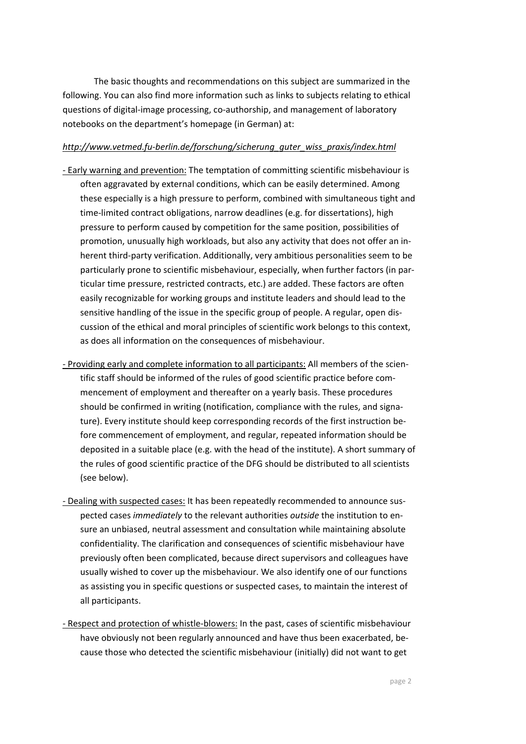The basic thoughts and recommendations on this subject are summarized in the following. You can also find more information such as links to subjects relating to ethical questions of digital-image processing, co-authorship, and management of laboratory notebooks on the department's homepage (in German) at:

*http://www.vetmed.fu-berlin.de/forschung/sicherung_guter_wiss_praxis/index.html*

- Early warning and prevention: The temptation of committing scientific misbehaviour is often aggravated by external conditions, which can be easily determined. Among these especially is a high pressure to perform, combined with simultaneous tight and time-limited contract obligations, narrow deadlines (e.g. for dissertations), high pressure to perform caused by competition for the same position, possibilities of promotion, unusually high workloads, but also any activity that does not offer an inherent third-party verification. Additionally, very ambitious personalities seem to be particularly prone to scientific misbehaviour, especially, when further factors (in particular time pressure, restricted contracts, etc.) are added. These factors are often easily recognizable for working groups and institute leaders and should lead to the sensitive handling of the issue in the specific group of people. A regular, open discussion of the ethical and moral principles of scientific work belongs to this context, as does all information on the consequences of misbehaviour.

- Providing early and complete information to all participants: All members of the scientific staff should be informed of the rules of good scientific practice before commencement of employment and thereafter on a yearly basis. These procedures should be confirmed in writing (notification, compliance with the rules, and signature). Every institute should keep corresponding records of the first instruction before commencement of employment, and regular, repeated information should be deposited in a suitable place (e.g. with the head of the institute). A short summary of the rules of good scientific practice of the DFG should be distributed to all scientists (see below).

- Dealing with suspected cases: It has been repeatedly recommended to announce suspected cases *immediately* to the relevant authorities *outside* the institution to ensure an unbiased, neutral assessment and consultation while maintaining absolute confidentiality. The clarification and consequences of scientific misbehaviour have previously often been complicated, because direct supervisors and colleagues have usually wished to cover up the misbehaviour. We also identify one of our functions as assisting you in specific questions or suspected cases, to maintain the interest of all participants.

- Respect and protection of whistle-blowers: In the past, cases of scientific misbehaviour have obviously not been regularly announced and have thus been exacerbated, because those who detected the scientific misbehaviour (initially) did not want to get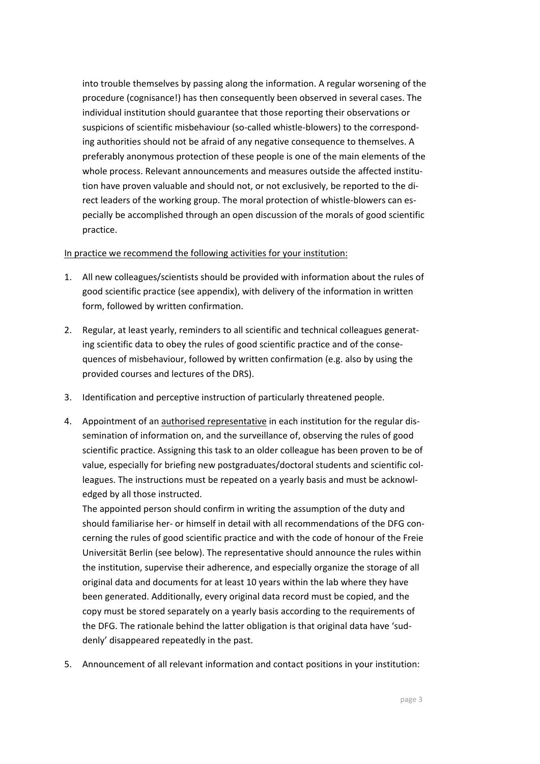into trouble themselves by passing along the information. A regular worsening of the procedure (cognisance!) has then consequently been observed in several cases. The individual institution should guarantee that those reporting their observations or suspicions of scientific misbehaviour (so-called whistle-blowers) to the corresponding authorities should not be afraid of any negative consequence to themselves. A preferably anonymous protection of these people is one of the main elements of the whole process. Relevant announcements and measures outside the affected institution have proven valuable and should not, or not exclusively, be reported to the direct leaders of the working group. The moral protection of whistle-blowers can especially be accomplished through an open discussion of the morals of good scientific practice.

<u>In practice we recommend the following activities for your institution:</u>

1. All new colleagues/scientists should be provided with information about the rules of good scientific practice (see appendix), with delivery of the information in written form, followed by written confirmation.

2. Regular, at least yearly, reminders to all scientific and technical colleagues generating scientific data to obey the rules of good scientific practice and of the consequences of misbehaviour, followed by written confirmation (e.g. also by using the provided courses and lectures of the DRS).

3. Identification and perceptive instruction of particularly threatened people.

4. Appointment of an <u>authorised representative</u> in each institution for the regular dissemination of information on, and the surveillance of, observing the rules of good scientific practice. Assigning this task to an older colleague has been proven to be of value, especially for briefing new postgraduates/doctoral students and scientific colleagues. The instructions must be repeated on a yearly basis and must be acknowledged by all those instructed.

   The appointed person should confirm in writing the assumption of the duty and should familiarise her- or himself in detail with all recommendations of the DFG concerning the rules of good scientific practice and with the code of honour of the Freie Universität Berlin (see below). The representative should announce the rules within the institution, supervise their adherence, and especially organize the storage of all original data and documents for at least 10 years within the lab where they have been generated. Additionally, every original data record must be copied, and the copy must be stored separately on a yearly basis according to the requirements of the DFG. The rationale behind the latter obligation is that original data have 'suddenly' disappeared repeatedly in the past.

5. Announcement of all relevant information and contact positions in your institution: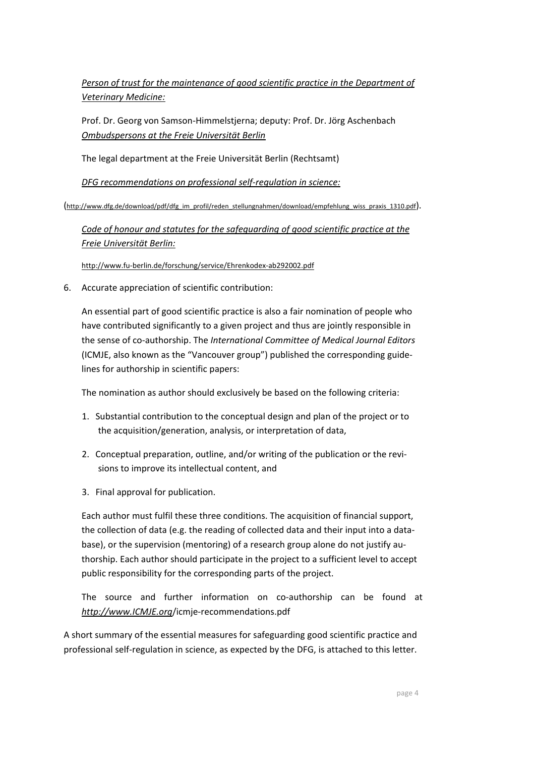*Person of trust for the maintenance of good scientific practice in the Department of Veterinary Medicine:*

Prof. Dr. Georg von Samson-Himmelstjerna; deputy: Prof. Dr. Jörg Aschenbach

*Ombudspersons at the Freie Universität Berlin*

The legal department at the Freie Universität Berlin (Rechtsamt)

*DFG recommendations on professional self-regulation in science:*

(http://www.dfg.de/download/pdf/dfg_im_profil/reden_stellungnahmen/download/empfehlung_wiss_praxis_1310.pdf).

*Code of honour and statutes for the safeguarding of good scientific practice at the Freie Universität Berlin:*

http://www.fu-berlin.de/forschung/service/Ehrenkodex-ab292002.pdf

6. Accurate appreciation of scientific contribution:

   An essential part of good scientific practice is also a fair nomination of people who have contributed significantly to a given project and thus are jointly responsible in the sense of co-authorship. The *International Committee of Medical Journal Editors* (ICMJE, also known as the "Vancouver group") published the corresponding guidelines for authorship in scientific papers:

   The nomination as author should exclusively be based on the following criteria:

   1. Substantial contribution to the conceptual design and plan of the project or to the acquisition/generation, analysis, or interpretation of data,
   2. Conceptual preparation, outline, and/or writing of the publication or the revisions to improve its intellectual content, and
   3. Final approval for publication.

   Each author must fulfil these three conditions. The acquisition of financial support, the collection of data (e.g. the reading of collected data and their input into a database), or the supervision (mentoring) of a research group alone do not justify authorship. Each author should participate in the project to a sufficient level to accept public responsibility for the corresponding parts of the project.

   The source and further information on co-authorship can be found at *http://www.ICMJE.org*/icmje-recommendations.pdf

A short summary of the essential measures for safeguarding good scientific practice and professional self-regulation in science, as expected by the DFG, is attached to this letter.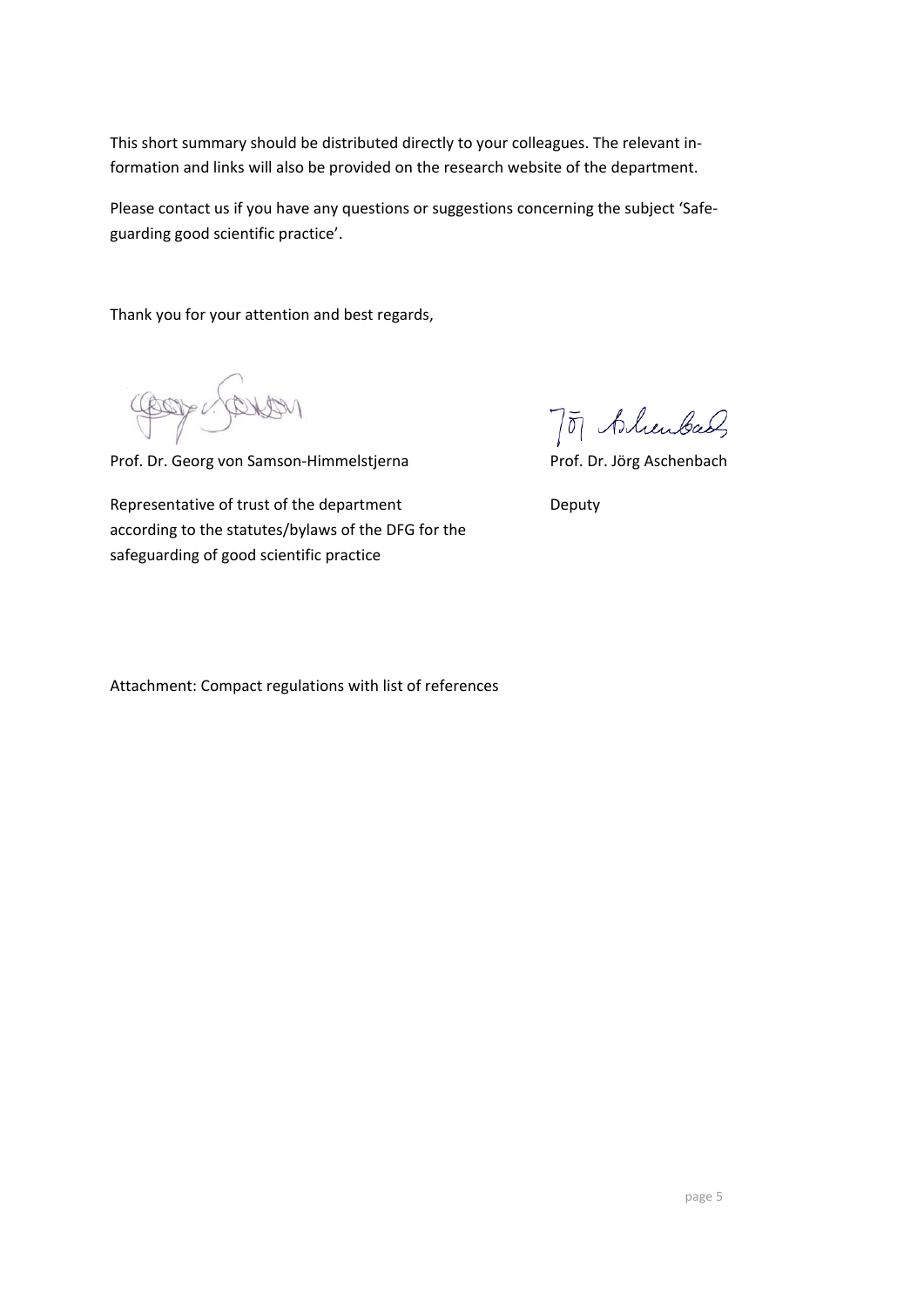This short summary should be distributed directly to your colleagues. The relevant information and links will also be provided on the research website of the department.

Please contact us if you have any questions or suggestions concerning the subject 'Safeguarding good scientific practice'.

Thank you for your attention and best regards,

Prof. Dr. Georg von Samson-Himmelstjerna

Representative of trust of the department according to the statutes/bylaws of the DFG for the safeguarding of good scientific practice

Prof. Dr. Jörg Aschenbach

Deputy

Attachment: Compact regulations with list of references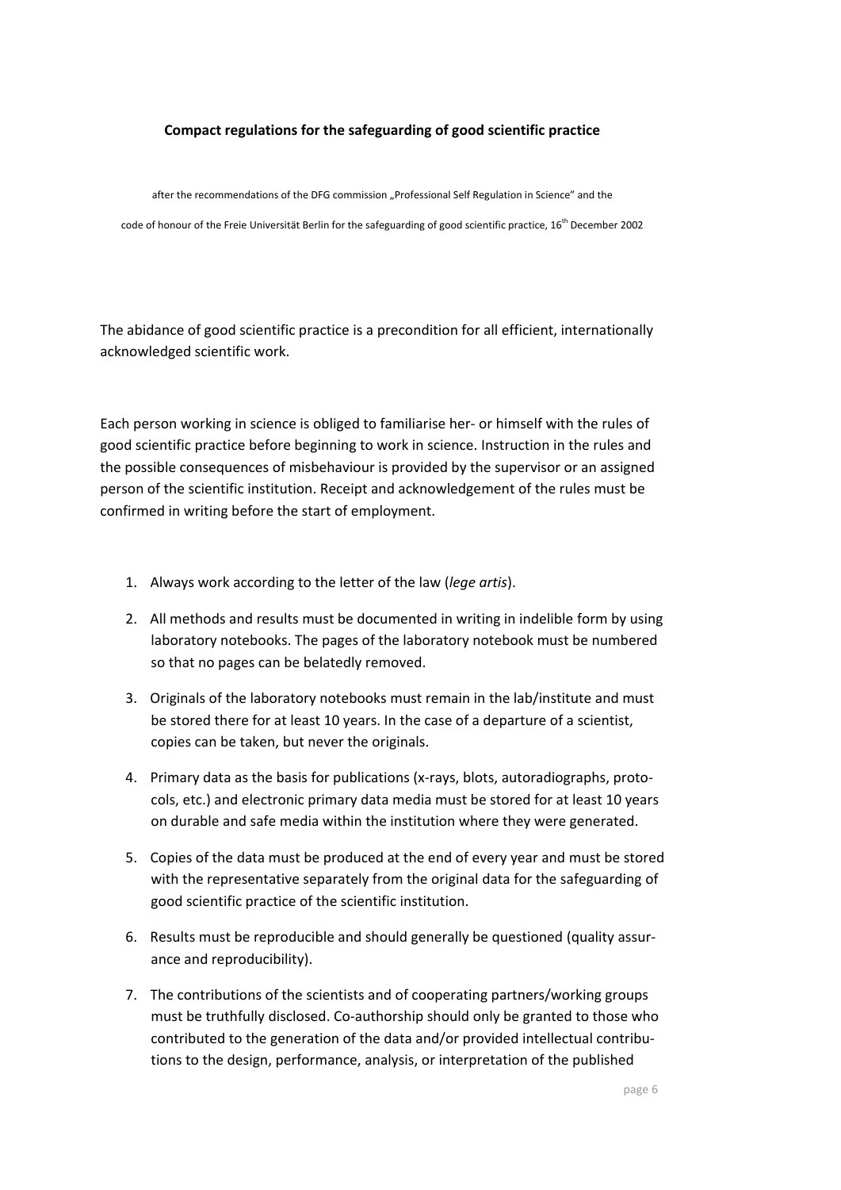**Compact regulations for the safeguarding of good scientific practice**

after the recommendations of the DFG commission „Professional Self Regulation in Science" and the

code of honour of the Freie Universität Berlin for the safeguarding of good scientific practice, 16th December 2002

The abidance of good scientific practice is a precondition for all efficient, internationally acknowledged scientific work.

Each person working in science is obliged to familiarise her- or himself with the rules of good scientific practice before beginning to work in science. Instruction in the rules and the possible consequences of misbehaviour is provided by the supervisor or an assigned person of the scientific institution. Receipt and acknowledgement of the rules must be confirmed in writing before the start of employment.

1. Always work according to the letter of the law (*lege artis*).
2. All methods and results must be documented in writing in indelible form by using laboratory notebooks. The pages of the laboratory notebook must be numbered so that no pages can be belatedly removed.
3. Originals of the laboratory notebooks must remain in the lab/institute and must be stored there for at least 10 years. In the case of a departure of a scientist, copies can be taken, but never the originals.
4. Primary data as the basis for publications (x-rays, blots, autoradiographs, protocols, etc.) and electronic primary data media must be stored for at least 10 years on durable and safe media within the institution where they were generated.
5. Copies of the data must be produced at the end of every year and must be stored with the representative separately from the original data for the safeguarding of good scientific practice of the scientific institution.
6. Results must be reproducible and should generally be questioned (quality assurance and reproducibility).
7. The contributions of the scientists and of cooperating partners/working groups must be truthfully disclosed. Co-authorship should only be granted to those who contributed to the generation of the data and/or provided intellectual contributions to the design, performance, analysis, or interpretation of the published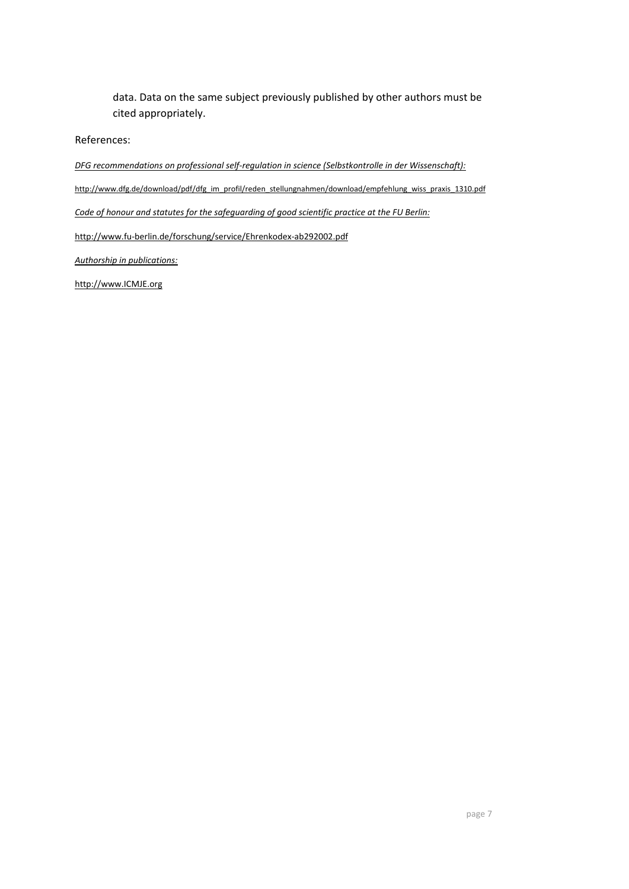data. Data on the same subject previously published by other authors must be cited appropriately.

References:

*DFG recommendations on professional self-regulation in science (Selbstkontrolle in der Wissenschaft):*

http://www.dfg.de/download/pdf/dfg_im_profil/reden_stellungnahmen/download/empfehlung_wiss_praxis_1310.pdf

*Code of honour and statutes for the safeguarding of good scientific practice at the FU Berlin:*

http://www.fu-berlin.de/forschung/service/Ehrenkodex-ab292002.pdf

*Authorship in publications:*

http://www.ICMJE.org